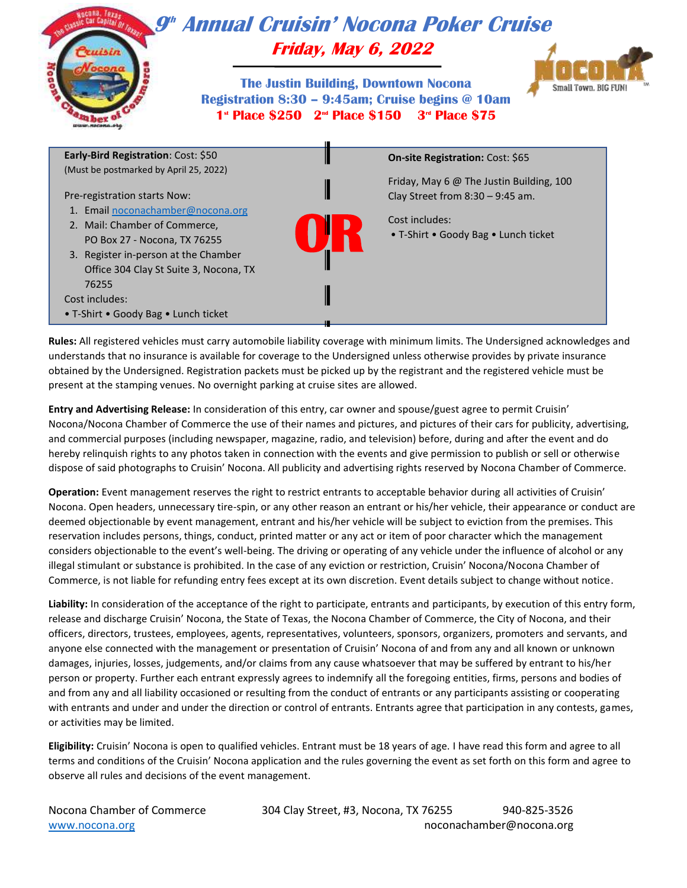# 9th Annual Cruisin' Nocona Poker Cruise

## Friday, May 6, 2022

**The Justin Building, Downtown Nocona**
**Registration 8:30 – 9:45am; Cruise begins @ 10am**
**1st Place $250 2nd Place $150 3rd Place $75**

**Early-Bird Registration**: Cost: $50
(Must be postmarked by April 25, 2022)

Pre-registration starts Now:

1. Email noconachamber@nocona.org
2. Mail: Chamber of Commerce, PO Box 27 - Nocona, TX 76255
3. Register in-person at the Chamber Office 304 Clay St Suite 3, Nocona, TX 76255

Cost includes:
• T-Shirt • Goody Bag • Lunch ticket

**OR**

**On-site Registration:** Cost: $65

Friday, May 6 @ The Justin Building, 100 Clay Street from 8:30 – 9:45 am.

Cost includes:
• T-Shirt • Goody Bag • Lunch ticket

**Rules:** All registered vehicles must carry automobile liability coverage with minimum limits. The Undersigned acknowledges and understands that no insurance is available for coverage to the Undersigned unless otherwise provides by private insurance obtained by the Undersigned. Registration packets must be picked up by the registrant and the registered vehicle must be present at the stamping venues. No overnight parking at cruise sites are allowed.

**Entry and Advertising Release:** In consideration of this entry, car owner and spouse/guest agree to permit Cruisin' Nocona/Nocona Chamber of Commerce the use of their names and pictures, and pictures of their cars for publicity, advertising, and commercial purposes (including newspaper, magazine, radio, and television) before, during and after the event and do hereby relinquish rights to any photos taken in connection with the events and give permission to publish or sell or otherwise dispose of said photographs to Cruisin' Nocona. All publicity and advertising rights reserved by Nocona Chamber of Commerce.

**Operation:** Event management reserves the right to restrict entrants to acceptable behavior during all activities of Cruisin' Nocona. Open headers, unnecessary tire-spin, or any other reason an entrant or his/her vehicle, their appearance or conduct are deemed objectionable by event management, entrant and his/her vehicle will be subject to eviction from the premises. This reservation includes persons, things, conduct, printed matter or any act or item of poor character which the management considers objectionable to the event's well-being. The driving or operating of any vehicle under the influence of alcohol or any illegal stimulant or substance is prohibited. In the case of any eviction or restriction, Cruisin' Nocona/Nocona Chamber of Commerce, is not liable for refunding entry fees except at its own discretion. Event details subject to change without notice.

**Liability:** In consideration of the acceptance of the right to participate, entrants and participants, by execution of this entry form, release and discharge Cruisin' Nocona, the State of Texas, the Nocona Chamber of Commerce, the City of Nocona, and their officers, directors, trustees, employees, agents, representatives, volunteers, sponsors, organizers, promoters and servants, and anyone else connected with the management or presentation of Cruisin' Nocona of and from any and all known or unknown damages, injuries, losses, judgements, and/or claims from any cause whatsoever that may be suffered by entrant to his/her person or property. Further each entrant expressly agrees to indemnify all the foregoing entities, firms, persons and bodies of and from any and all liability occasioned or resulting from the conduct of entrants or any participants assisting or cooperating with entrants and under and under the direction or control of entrants. Entrants agree that participation in any contests, games, or activities may be limited.

**Eligibility:** Cruisin' Nocona is open to qualified vehicles. Entrant must be 18 years of age. I have read this form and agree to all terms and conditions of the Cruisin' Nocona application and the rules governing the event as set forth on this form and agree to observe all rules and decisions of the event management.

Nocona Chamber of Commerce 304 Clay Street, #3, Nocona, TX 76255 940-825-3526
www.nocona.org noconachamber@nocona.org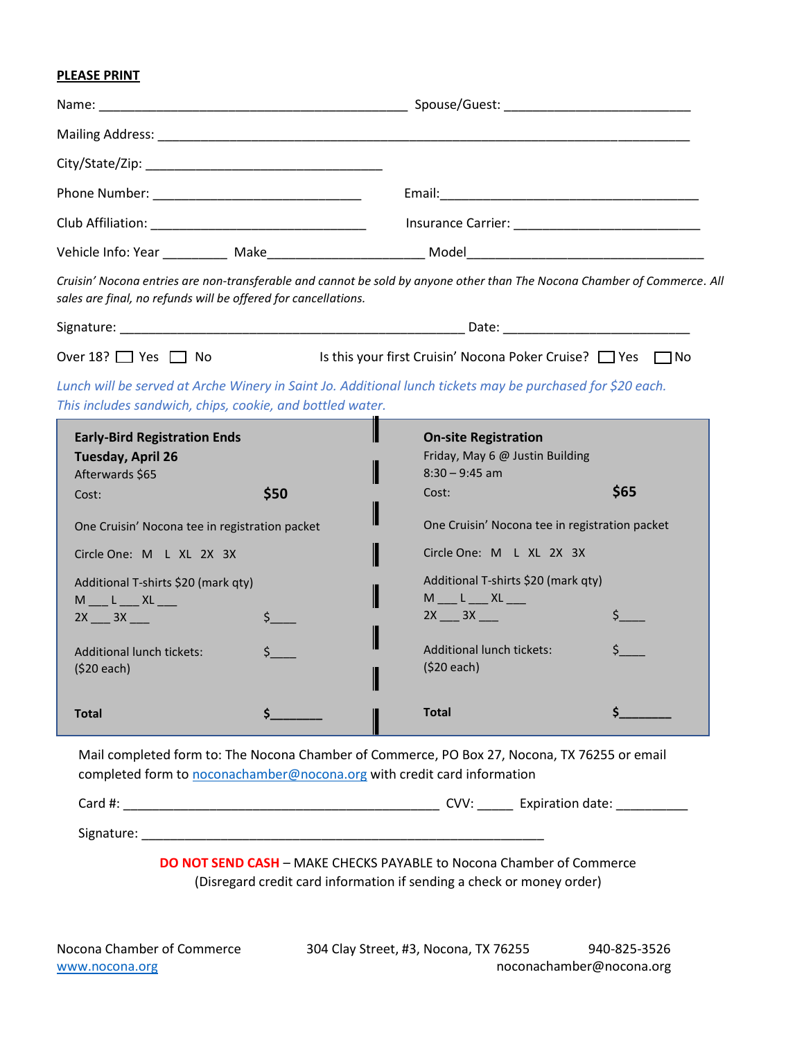**PLEASE PRINT**

Name: ____________________________________________ Spouse/Guest: _________________________

Mailing Address: ____________________________________________________________________________

City/State/Zip: _________________________________

Phone Number: _____________________________ Email:_____________________________________

Club Affiliation: ______________________________ Insurance Carrier: _________________________

Vehicle Info: Year _________ Make_____________________ Model________________________________

*Cruisin' Nocona entries are non-transferable and cannot be sold by anyone other than The Nocona Chamber of Commerce. All sales are final, no refunds will be offered for cancellations.*

Signature: _______________________________________________ Date: _________________________

Over 18? ☐ Yes ☐ No     Is this your first Cruisin' Nocona Poker Cruise? ☐ Yes ☐ No

*Lunch will be served at Arche Winery in Saint Jo. Additional lunch tickets may be purchased for $20 each. This includes sandwich, chips, cookie, and bottled water.*

| Early-Bird Registration | | On-site Registration | |
|---|---|---|---|
| **Early-Bird Registration Ends Tuesday, April 26**<br>Afterwards $65 | | **On-site Registration**<br>Friday, May 6 @ Justin Building<br>8:30 – 9:45 am | |
| Cost: | **$50** | Cost: | **$65** |
| One Cruisin' Nocona tee in registration packet | | One Cruisin' Nocona tee in registration packet | |
| Circle One: M L XL 2X 3X | | Circle One: M L XL 2X 3X | |
| Additional T-shirts $20 (mark qty)<br>M ___ L ___ XL ___<br>2X ___ 3X ___ | $____ | Additional T-shirts $20 (mark qty)<br>M ___ L ___ XL ___<br>2X ___ 3X ___ | $____ |
| Additional lunch tickets:<br>($20 each) | $____ | Additional lunch tickets:<br>($20 each) | $____ |
| **Total** | **$_______** | **Total** | **$_______** |

Mail completed form to: The Nocona Chamber of Commerce, PO Box 27, Nocona, TX 76255 or email completed form to noconachamber@nocona.org with credit card information

Card #: __________________________________________ CVV: _____ Expiration date: __________

Signature: _______________________________________________________

DO NOT SEND CASH – MAKE CHECKS PAYABLE to Nocona Chamber of Commerce
(Disregard credit card information if sending a check or money order)

Nocona Chamber of Commerce     304 Clay Street, #3, Nocona, TX 76255     940-825-3526
www.nocona.org     noconachamber@nocona.org